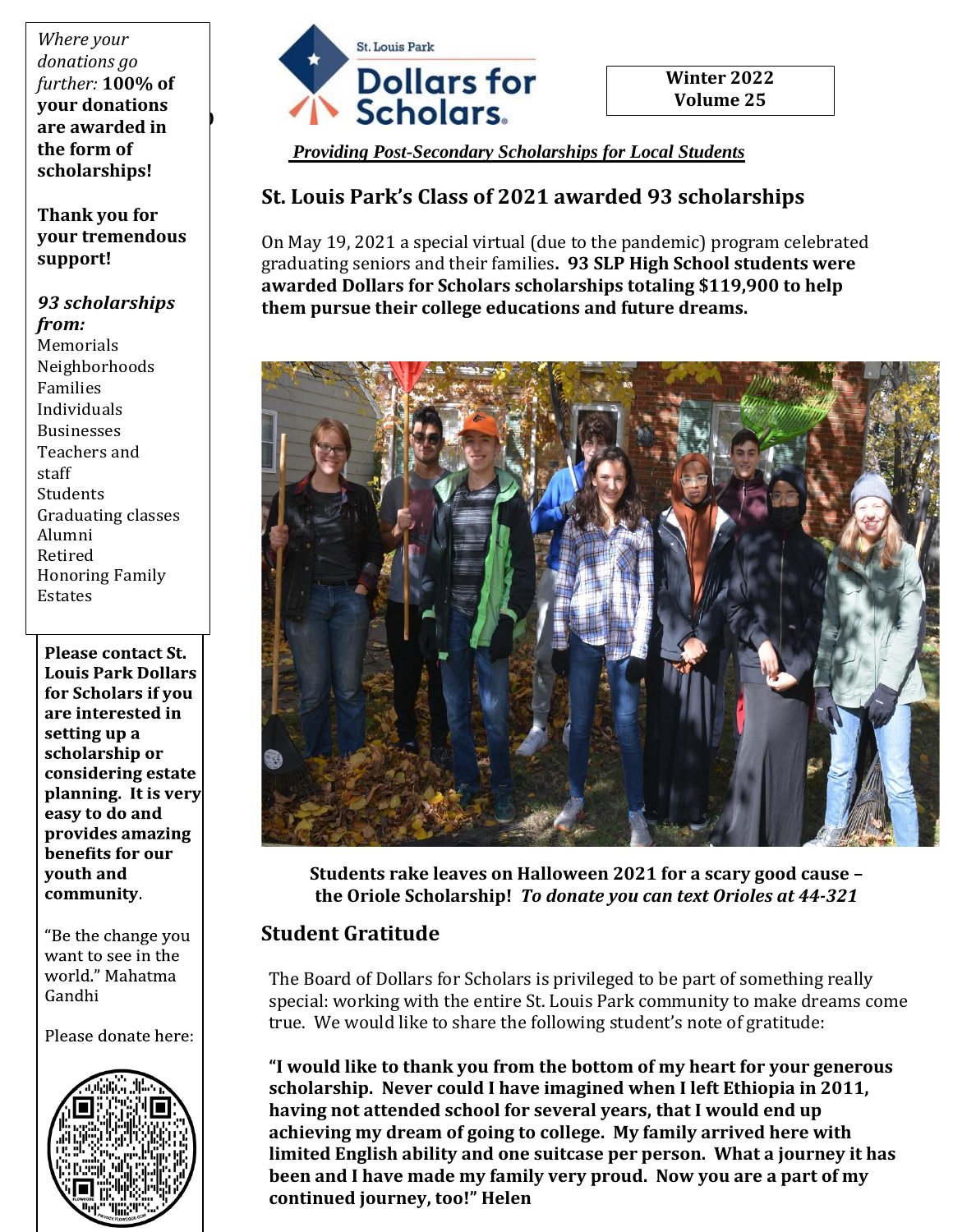St. Louis Park **Dollars for Scholars.**

**Winter 2022**
**Volume 25**

***Providing Post-Secondary Scholarships for Local Students***

## St. Louis Park's Class of 2021 awarded 93 scholarships

On May 19, 2021 a special virtual (due to the pandemic) program celebrated graduating seniors and their families**. 93 SLP High School students were awarded Dollars for Scholars scholarships totaling $119,900 to help them pursue their college educations and future dreams.**

**Students rake leaves on Halloween 2021 for a scary good cause – the Oriole Scholarship!** ***To donate you can text Orioles at 44-321***

## Student Gratitude

The Board of Dollars for Scholars is privileged to be part of something really special: working with the entire St. Louis Park community to make dreams come true. We would like to share the following student's note of gratitude:

**"I would like to thank you from the bottom of my heart for your generous scholarship. Never could I have imagined when I left Ethiopia in 2011, having not attended school for several years, that I would end up achieving my dream of going to college. My family arrived here with limited English ability and one suitcase per person. What a journey it has been and I have made my family very proud. Now you are a part of my continued journey, too!" Helen**

---

*Where your donations go further:* **100% of your donations are awarded in the form of scholarships!**

**Thank you for your tremendous support!**

***93 scholarships from:***
Memorials
Neighborhoods
Families
Individuals
Businesses
Teachers and staff
Students
Graduating classes
Alumni
Retired
Honoring Family
Estates

**Please contact St. Louis Park Dollars for Scholars if you are interested in setting up a scholarship or considering estate planning. It is very easy to do and provides amazing benefits for our youth and community**.

"Be the change you want to see in the world." Mahatma Gandhi

Please donate here: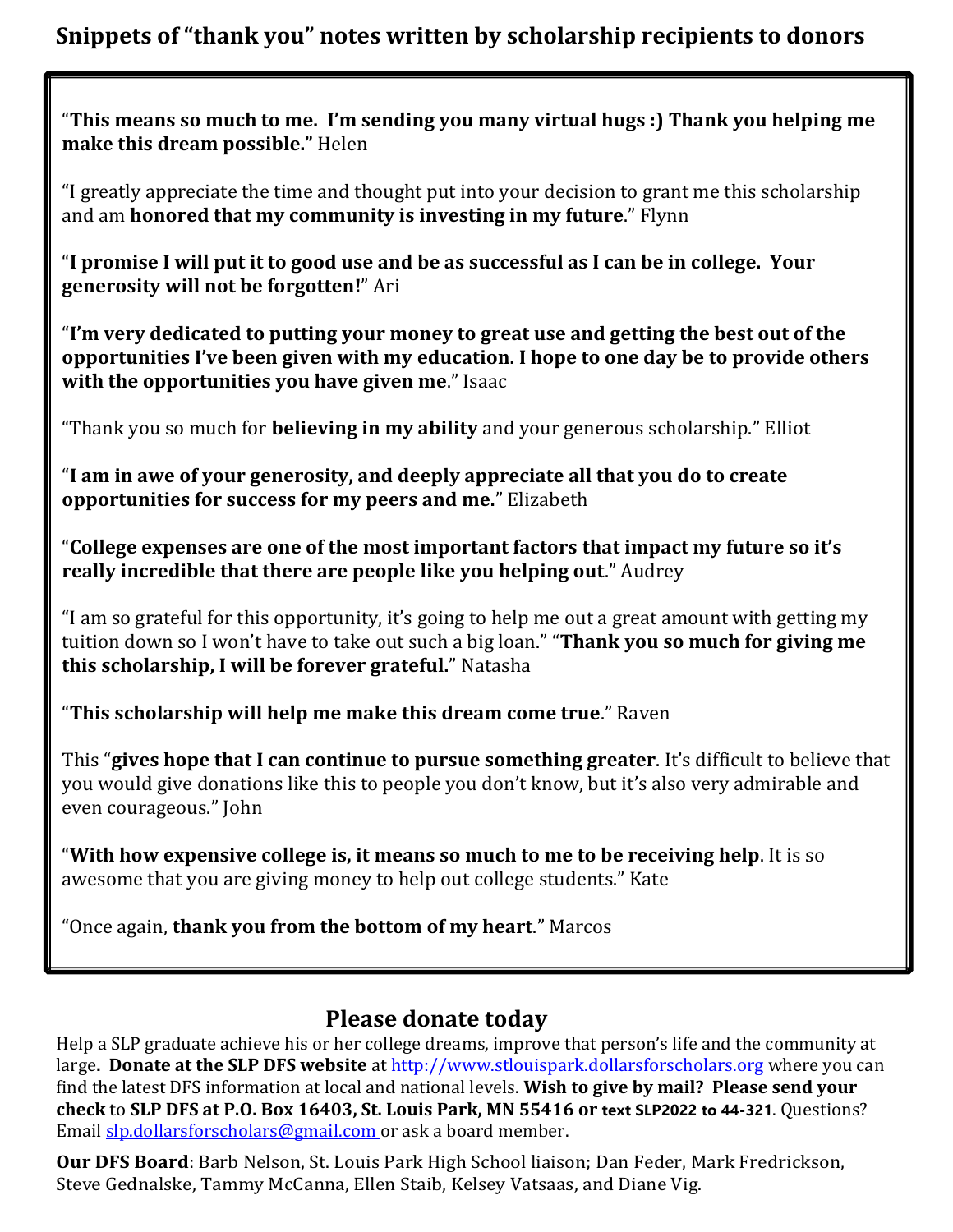## Snippets of "thank you" notes written by scholarship recipients to donors

"**This means so much to me. I'm sending you many virtual hugs :) Thank you helping me make this dream possible.**" Helen

"I greatly appreciate the time and thought put into your decision to grant me this scholarship and am **honored that my community is investing in my future**." Flynn

"**I promise I will put it to good use and be as successful as I can be in college. Your generosity will not be forgotten!**" Ari

"**I'm very dedicated to putting your money to great use and getting the best out of the opportunities I've been given with my education. I hope to one day be to provide others with the opportunities you have given me**." Isaac

"Thank you so much for **believing in my ability** and your generous scholarship." Elliot

"**I am in awe of your generosity, and deeply appreciate all that you do to create opportunities for success for my peers and me.**" Elizabeth

"**College expenses are one of the most important factors that impact my future so it's really incredible that there are people like you helping out**." Audrey

"I am so grateful for this opportunity, it's going to help me out a great amount with getting my tuition down so I won't have to take out such a big loan." "**Thank you so much for giving me this scholarship, I will be forever grateful.**" Natasha

"**This scholarship will help me make this dream come true**." Raven

This "**gives hope that I can continue to pursue something greater**. It's difficult to believe that you would give donations like this to people you don't know, but it's also very admirable and even courageous." John

"**With how expensive college is, it means so much to me to be receiving help**. It is so awesome that you are giving money to help out college students." Kate

"Once again, **thank you from the bottom of my heart**." Marcos

## Please donate today

Help a SLP graduate achieve his or her college dreams, improve that person's life and the community at large**. Donate at the SLP DFS website** at http://www.stlouispark.dollarsforscholars.org where you can find the latest DFS information at local and national levels. **Wish to give by mail? Please send your check** to **SLP DFS at P.O. Box 16403, St. Louis Park, MN 55416 or text SLP2022 to 44-321**. Questions? Email slp.dollarsforscholars@gmail.com or ask a board member.

**Our DFS Board**: Barb Nelson, St. Louis Park High School liaison; Dan Feder, Mark Fredrickson, Steve Gednalske, Tammy McCanna, Ellen Staib, Kelsey Vatsaas, and Diane Vig.